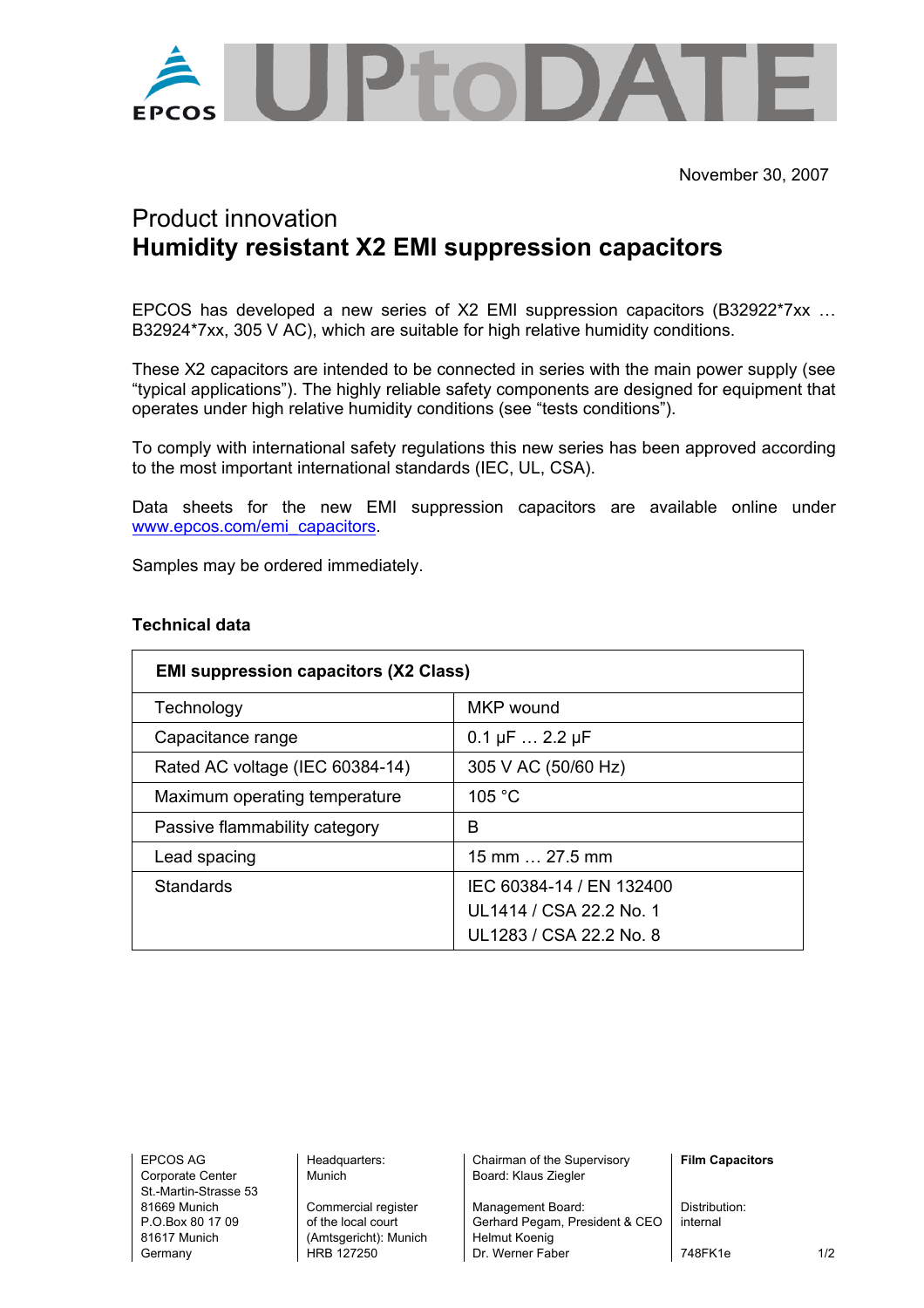November 30, 2007

# Product innovation
# Humidity resistant X2 EMI suppression capacitors

EPCOS has developed a new series of X2 EMI suppression capacitors (B32922*7xx … B32924*7xx, 305 V AC), which are suitable for high relative humidity conditions.

These X2 capacitors are intended to be connected in series with the main power supply (see “typical applications”). The highly reliable safety components are designed for equipment that operates under high relative humidity conditions (see “tests conditions”).

To comply with international safety regulations this new series has been approved according to the most important international standards (IEC, UL, CSA).

Data sheets for the new EMI suppression capacitors are available online under www.epcos.com/emi_capacitors.

Samples may be ordered immediately.

## Technical data

| **EMI suppression capacitors (X2 Class)** | |
|---|---|
| Technology | MKP wound |
| Capacitance range | 0.1 µF … 2.2 µF |
| Rated AC voltage (IEC 60384-14) | 305 V AC (50/60 Hz) |
| Maximum operating temperature | 105 °C |
| Passive flammability category | B |
| Lead spacing | 15 mm … 27.5 mm |
| Standards | IEC 60384-14 / EN 132400<br>UL1414 / CSA 22.2 No. 1<br>UL1283 / CSA 22.2 No. 8 |

EPCOS AG
Corporate Center
St.-Martin-Strasse 53
81669 Munich
P.O.Box 80 17 09
81617 Munich
Germany

Headquarters:
Munich

Commercial register
of the local court
(Amtsgericht): Munich
HRB 127250

Chairman of the Supervisory
Board: Klaus Ziegler

Management Board:
Gerhard Pegam, President & CEO
Helmut Koenig
Dr. Werner Faber

**Film Capacitors**

Distribution:
internal

748FK1e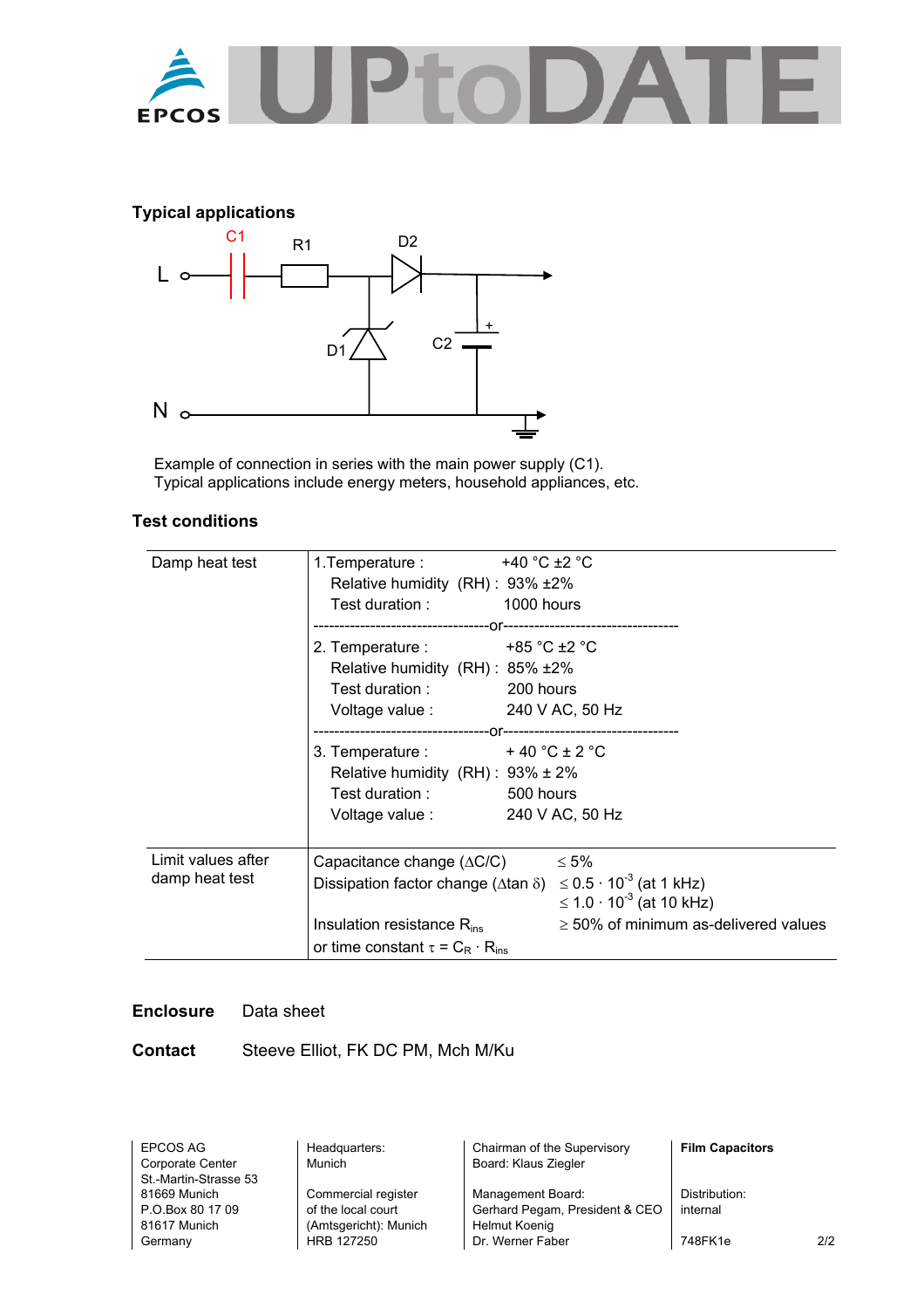## Typical applications

Example of connection in series with the main power supply (C1).
Typical applications include energy meters, household appliances, etc.

## Test conditions

| | |
|---|---|
| Damp heat test | 1.Temperature : +40 °C ±2 °C<br>Relative humidity (RH) : 93% ±2%<br>Test duration : 1000 hours<br>----------------------------------or----------------------------------<br>2. Temperature : +85 °C ±2 °C<br>Relative humidity (RH) : 85% ±2%<br>Test duration : 200 hours<br>Voltage value : 240 V AC, 50 Hz<br>----------------------------------or----------------------------------<br>3. Temperature : + 40 °C ± 2 °C<br>Relative humidity (RH) : 93% ± 2%<br>Test duration : 500 hours<br>Voltage value : 240 V AC, 50 Hz |
| Limit values after damp heat test | Capacitance change ($\Delta C/C$) $\leq$ 5%<br>Dissipation factor change ($\Delta\tan\delta$) $\leq 0.5 \cdot 10^{-3}$ (at 1 kHz)<br>$\leq 1.0 \cdot 10^{-3}$ (at 10 kHz)<br>Insulation resistance $R_{ins}$ or time constant $\tau = C_R \cdot R_{ins}$ $\geq$ 50% of minimum as-delivered values |

**Enclosure** Data sheet

**Contact** Steeve Elliot, FK DC PM, Mch M/Ku

EPCOS AG
Corporate Center
St.-Martin-Strasse 53
81669 Munich
P.O.Box 80 17 09
81617 Munich
Germany

Headquarters:
Munich

Commercial register
of the local court
(Amtsgericht): Munich
HRB 127250

Chairman of the Supervisory
Board: Klaus Ziegler

Management Board:
Gerhard Pegam, President & CEO
Helmut Koenig
Dr. Werner Faber

**Film Capacitors**

Distribution:
internal

748FK1e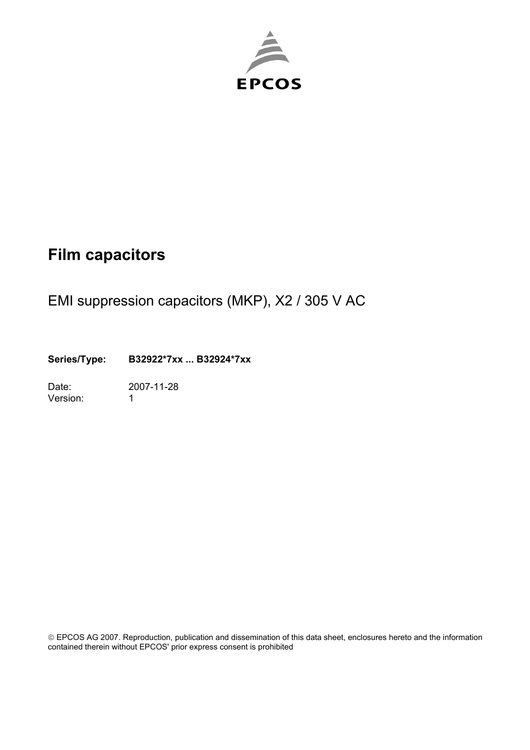EPCOS

# Film capacitors

## EMI suppression capacitors (MKP), X2 / 305 V AC

**Series/Type:** **B32922*7xx ... B32924*7xx**

Date: 2007-11-28
Version: 1

© EPCOS AG 2007. Reproduction, publication and dissemination of this data sheet, enclosures hereto and the information contained therein without EPCOS' prior express consent is prohibited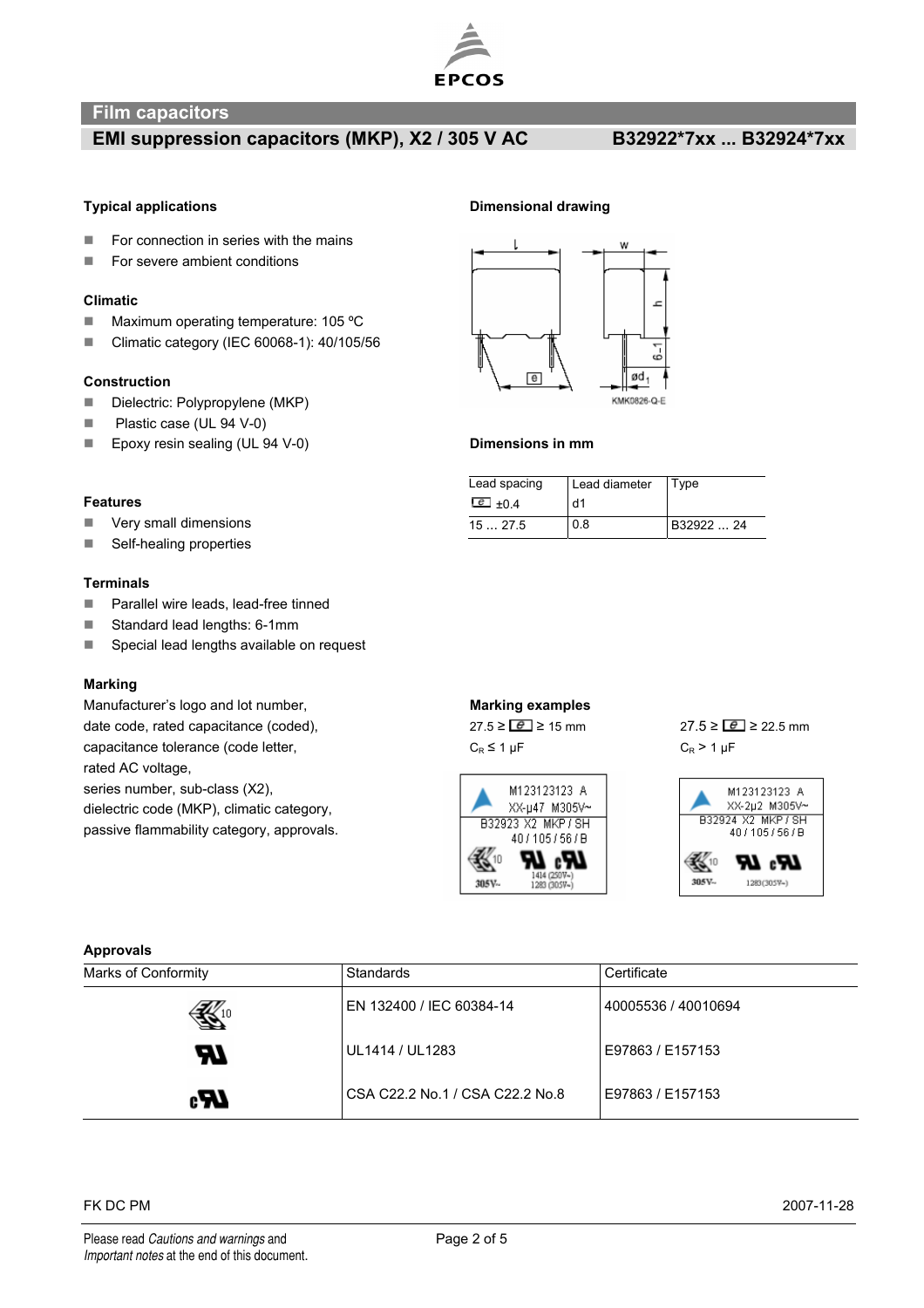# Film capacitors

## EMI suppression capacitors (MKP), X2 / 305 V AC — B32922*7xx ... B32924*7xx

### Typical applications

- For connection in series with the mains
- For severe ambient conditions

### Climatic

- Maximum operating temperature: 105 ºC
- Climatic category (IEC 60068-1): 40/105/56

### Construction

- Dielectric: Polypropylene (MKP)
- Plastic case (UL 94 V-0)
- Epoxy resin sealing (UL 94 V-0)

### Features

- Very small dimensions
- Self-healing properties

### Terminals

- Parallel wire leads, lead-free tinned
- Standard lead lengths: 6-1mm
- Special lead lengths available on request

### Marking

Manufacturer's logo and lot number, date code, rated capacitance (coded), capacitance tolerance (code letter, rated AC voltage, series number, sub-class (X2), dielectric code (MKP), climatic category, passive flammability category, approvals.

### Dimensional drawing

l
w
h
e
6-1
ød1
KMK0826-Q-E

### Dimensions in mm

| Lead spacing e ±0.4 | Lead diameter d1 | Type |
|---|---|---|
| 15 ... 27.5 | 0.8 | B32922 ... 24 |

### Marking examples

27.5 ≥ e ≥ 15 mm
$C_R$ ≤ 1 µF

M123123123 A
XX-µ47 M305V~
B32923 X2 MKP / SH
40 / 105 / 56 / B
10
305V~
1414 (250V~)
1283 (305V~)

27.5 ≥ e ≥ 22.5 mm
$C_R$ > 1 µF

M123123123 A
XX-2µ2 M305V~
B32924 X2 MKP / SH
40 / 105 / 56 / B
10
305V~
1283(305V~)

### Approvals

| Marks of Conformity | Standards | Certificate |
|---|---|---|
| ENEC 10 | EN 132400 / IEC 60384-14 | 40005536 / 40010694 |
| UR | UL1414 / UL1283 | E97863 / E157153 |
| cUR | CSA C22.2 No.1 / CSA C22.2 No.8 | E97863 / E157153 |

FK DC PM 2007-11-28

Please read *Cautions and warnings* and *Important notes* at the end of this document.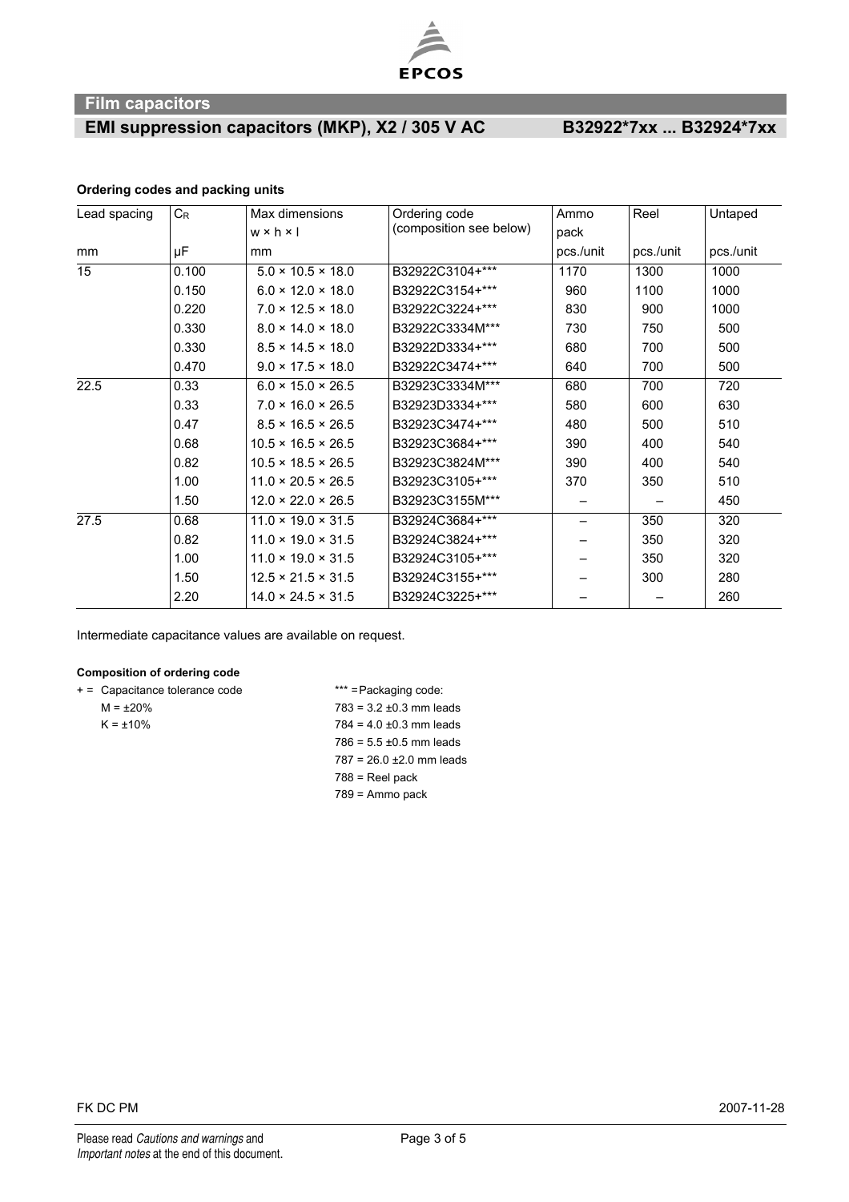## Film capacitors

## EMI suppression capacitors (MKP), X2 / 305 V AC B32922*7xx ... B32924*7xx

**Ordering codes and packing units**

| Lead spacing | $C_R$ | Max dimensions w × h × l | Ordering code (composition see below) | Ammo pack | Reel | Untaped |
|---|---|---|---|---|---|---|
| mm | µF | mm | | pcs./unit | pcs./unit | pcs./unit |
| 15 | 0.100 | 5.0 × 10.5 × 18.0 | B32922C3104+*** | 1170 | 1300 | 1000 |
| | 0.150 | 6.0 × 12.0 × 18.0 | B32922C3154+*** | 960 | 1100 | 1000 |
| | 0.220 | 7.0 × 12.5 × 18.0 | B32922C3224+*** | 830 | 900 | 1000 |
| | 0.330 | 8.0 × 14.0 × 18.0 | B32922C3334M*** | 730 | 750 | 500 |
| | 0.330 | 8.5 × 14.5 × 18.0 | B32922D3334+*** | 680 | 700 | 500 |
| | 0.470 | 9.0 × 17.5 × 18.0 | B32922C3474+*** | 640 | 700 | 500 |
| 22.5 | 0.33 | 6.0 × 15.0 × 26.5 | B32923C3334M*** | 680 | 700 | 720 |
| | 0.33 | 7.0 × 16.0 × 26.5 | B32923D3334+*** | 580 | 600 | 630 |
| | 0.47 | 8.5 × 16.5 × 26.5 | B32923C3474+*** | 480 | 500 | 510 |
| | 0.68 | 10.5 × 16.5 × 26.5 | B32923C3684+*** | 390 | 400 | 540 |
| | 0.82 | 10.5 × 18.5 × 26.5 | B32923C3824M*** | 390 | 400 | 540 |
| | 1.00 | 11.0 × 20.5 × 26.5 | B32923C3105+*** | 370 | 350 | 510 |
| | 1.50 | 12.0 × 22.0 × 26.5 | B32923C3155M*** | – | – | 450 |
| 27.5 | 0.68 | 11.0 × 19.0 × 31.5 | B32924C3684+*** | – | 350 | 320 |
| | 0.82 | 11.0 × 19.0 × 31.5 | B32924C3824+*** | – | 350 | 320 |
| | 1.00 | 11.0 × 19.0 × 31.5 | B32924C3105+*** | – | 350 | 320 |
| | 1.50 | 12.5 × 21.5 × 31.5 | B32924C3155+*** | – | 300 | 280 |
| | 2.20 | 14.0 × 24.5 × 31.5 | B32924C3225+*** | – | – | 260 |

Intermediate capacitance values are available on request.

**Composition of ordering code**

+ = Capacitance tolerance code
 M = ±20%
 K = ±10%

*** = Packaging code:
 783 = 3.2 ±0.3 mm leads
 784 = 4.0 ±0.3 mm leads
 786 = 5.5 ±0.5 mm leads
 787 = 26.0 ±2.0 mm leads
 788 = Reel pack
 789 = Ammo pack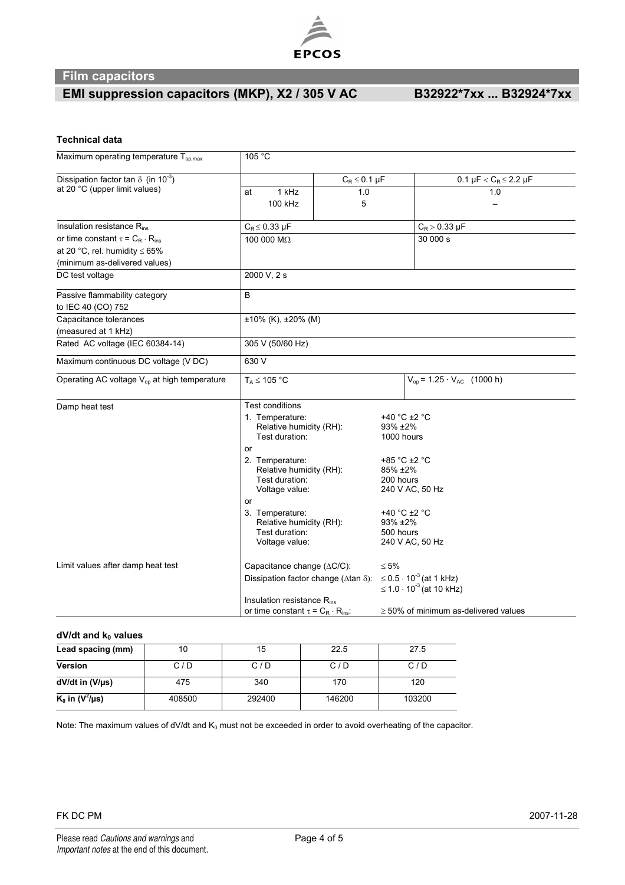## Film capacitors

## EMI suppression capacitors (MKP), X2 / 305 V AC B32922*7xx ... B32924*7xx

### Technical data

| | | | |
|---|---|---|---|
| Maximum operating temperature $T_{op,max}$ | 105 °C | | |
| Dissipation factor tan δ (in $10^{-3}$) at 20 °C (upper limit values) | | $C_R \leq 0.1$ µF | 0.1 µF $< C_R \leq$ 2.2 µF |
| | at 1 kHz | 1.0 | 1.0 |
| | 100 kHz | 5 | – |
| Insulation resistance $R_{ins}$ or time constant $\tau = C_R \cdot R_{ins}$ at 20 °C, rel. humidity ≤ 65% (minimum as-delivered values) | $C_R \leq 0.33$ µF | | $C_R > 0.33$ µF |
| | 100 000 MΩ | | 30 000 s |
| DC test voltage | 2000 V, 2 s | | |
| Passive flammability category to IEC 40 (CO) 752 | B | | |
| Capacitance tolerances (measured at 1 kHz) | ±10% (K), ±20% (M) | | |
| Rated AC voltage (IEC 60384-14) | 305 V (50/60 Hz) | | |
| Maximum continuous DC voltage (V DC) | 630 V | | |
| Operating AC voltage $V_{op}$ at high temperature | $T_A \leq 105$ °C | | $V_{op} = 1.25 \cdot V_{AC}$ (1000 h) |

**Damp heat test**

Test conditions

1. Temperature: +40 °C ±2 °C
   Relative humidity (RH): 93% ±2%
   Test duration: 1000 hours

or

2. Temperature: +85 °C ±2 °C
   Relative humidity (RH): 85% ±2%
   Test duration: 200 hours
   Voltage value: 240 V AC, 50 Hz

or

3. Temperature: +40 °C ±2 °C
   Relative humidity (RH): 93% ±2%
   Test duration: 500 hours
   Voltage value: 240 V AC, 50 Hz

**Limit values after damp heat test**

Capacitance change (ΔC/C): ≤ 5%

Dissipation factor change (Δtan δ): $\leq 0.5 \cdot 10^{-3}$ (at 1 kHz); $\leq 1.0 \cdot 10^{-3}$ (at 10 kHz)

Insulation resistance $R_{ins}$ or time constant $\tau = C_R \cdot R_{ins}$: ≥ 50% of minimum as-delivered values

### dV/dt and $k_0$ values

| Lead spacing (mm) | 10 | 15 | 22.5 | 27.5 |
|---|---|---|---|---|
| Version | C / D | C / D | C / D | C / D |
| dV/dt in (V/µs) | 475 | 340 | 170 | 120 |
| $K_0$ in ($V^2$/µs) | 408500 | 292400 | 146200 | 103200 |

Note: The maximum values of dV/dt and $K_0$ must not be exceeded in order to avoid overheating of the capacitor.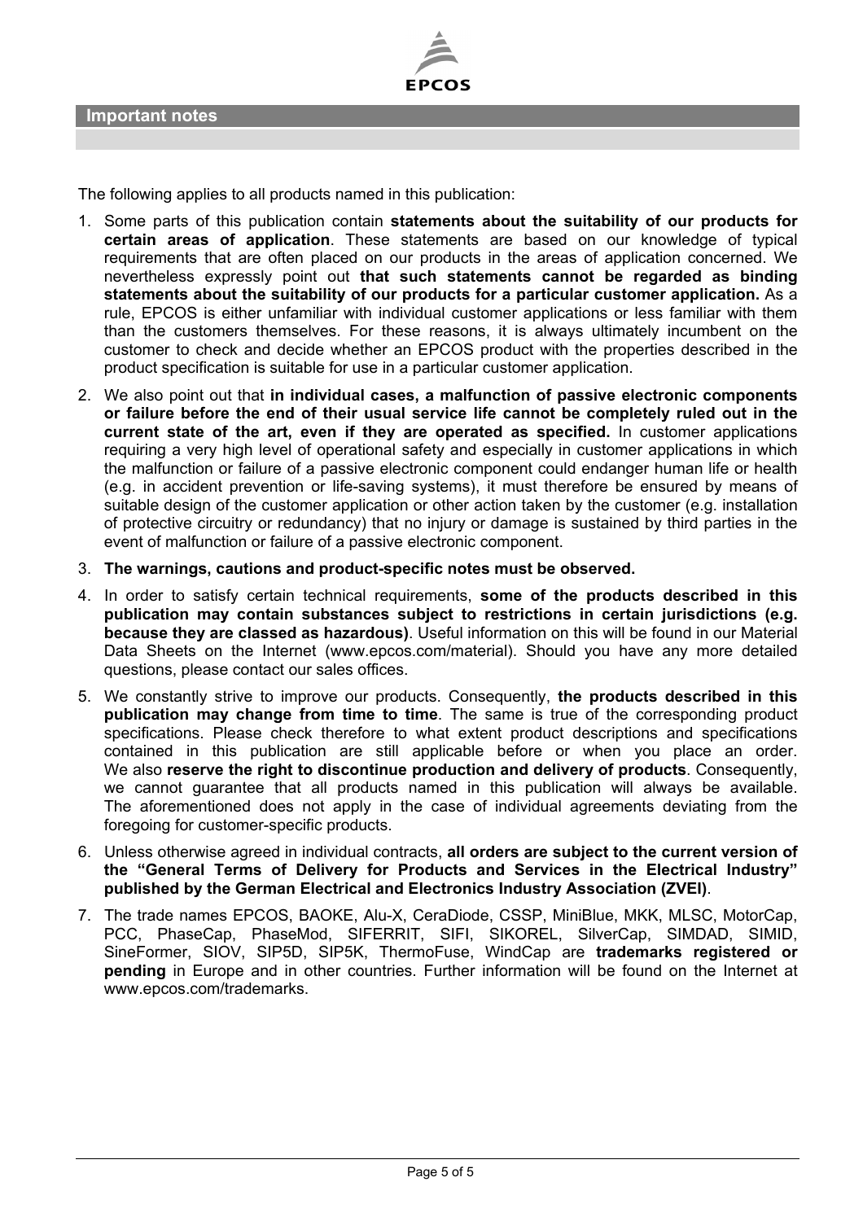## Important notes

The following applies to all products named in this publication:

1. Some parts of this publication contain **statements about the suitability of our products for certain areas of application**. These statements are based on our knowledge of typical requirements that are often placed on our products in the areas of application concerned. We nevertheless expressly point out **that such statements cannot be regarded as binding statements about the suitability of our products for a particular customer application.** As a rule, EPCOS is either unfamiliar with individual customer applications or less familiar with them than the customers themselves. For these reasons, it is always ultimately incumbent on the customer to check and decide whether an EPCOS product with the properties described in the product specification is suitable for use in a particular customer application.
2. We also point out that **in individual cases, a malfunction of passive electronic components or failure before the end of their usual service life cannot be completely ruled out in the current state of the art, even if they are operated as specified.** In customer applications requiring a very high level of operational safety and especially in customer applications in which the malfunction or failure of a passive electronic component could endanger human life or health (e.g. in accident prevention or life-saving systems), it must therefore be ensured by means of suitable design of the customer application or other action taken by the customer (e.g. installation of protective circuitry or redundancy) that no injury or damage is sustained by third parties in the event of malfunction or failure of a passive electronic component.
3. **The warnings, cautions and product-specific notes must be observed.**
4. In order to satisfy certain technical requirements, **some of the products described in this publication may contain substances subject to restrictions in certain jurisdictions (e.g. because they are classed as hazardous)**. Useful information on this will be found in our Material Data Sheets on the Internet (www.epcos.com/material). Should you have any more detailed questions, please contact our sales offices.
5. We constantly strive to improve our products. Consequently, **the products described in this publication may change from time to time**. The same is true of the corresponding product specifications. Please check therefore to what extent product descriptions and specifications contained in this publication are still applicable before or when you place an order. We also **reserve the right to discontinue production and delivery of products**. Consequently, we cannot guarantee that all products named in this publication will always be available. The aforementioned does not apply in the case of individual agreements deviating from the foregoing for customer-specific products.
6. Unless otherwise agreed in individual contracts, **all orders are subject to the current version of the "General Terms of Delivery for Products and Services in the Electrical Industry" published by the German Electrical and Electronics Industry Association (ZVEI)**.
7. The trade names EPCOS, BAOKE, Alu-X, CeraDiode, CSSP, MiniBlue, MKK, MLSC, MotorCap, PCC, PhaseCap, PhaseMod, SIFERRIT, SIFI, SIKOREL, SilverCap, SIMDAD, SIMID, SineFormer, SIOV, SIP5D, SIP5K, ThermoFuse, WindCap are **trademarks registered or pending** in Europe and in other countries. Further information will be found on the Internet at www.epcos.com/trademarks.